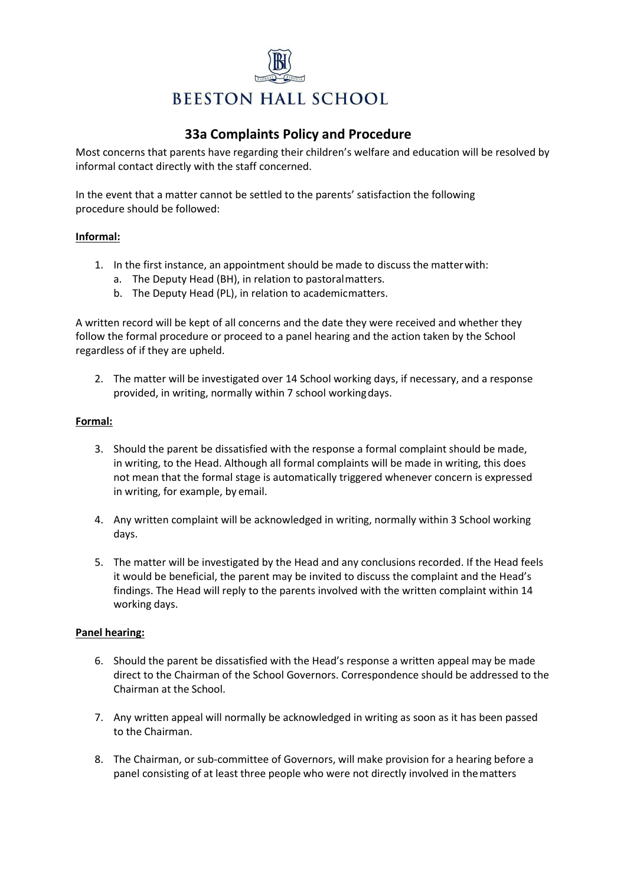# BEESTON HALL SCHOOL

## 33a Complaints Policy and Procedure

Most concerns that parents have regarding their children's welfare and education will be resolved by informal contact directly with the staff concerned.

In the event that a matter cannot be settled to the parents' satisfaction the following procedure should be followed:

**Informal:**

1. In the first instance, an appointment should be made to discuss the matter with:
   a. The Deputy Head (BH), in relation to pastoral matters.
   b. The Deputy Head (PL), in relation to academic matters.

A written record will be kept of all concerns and the date they were received and whether they follow the formal procedure or proceed to a panel hearing and the action taken by the School regardless of if they are upheld.

2. The matter will be investigated over 14 School working days, if necessary, and a response provided, in writing, normally within 7 school working days.

**Formal:**

3. Should the parent be dissatisfied with the response a formal complaint should be made, in writing, to the Head. Although all formal complaints will be made in writing, this does not mean that the formal stage is automatically triggered whenever concern is expressed in writing, for example, by email.

4. Any written complaint will be acknowledged in writing, normally within 3 School working days.

5. The matter will be investigated by the Head and any conclusions recorded. If the Head feels it would be beneficial, the parent may be invited to discuss the complaint and the Head's findings. The Head will reply to the parents involved with the written complaint within 14 working days.

**Panel hearing:**

6. Should the parent be dissatisfied with the Head's response a written appeal may be made direct to the Chairman of the School Governors. Correspondence should be addressed to the Chairman at the School.

7. Any written appeal will normally be acknowledged in writing as soon as it has been passed to the Chairman.

8. The Chairman, or sub-committee of Governors, will make provision for a hearing before a panel consisting of at least three people who were not directly involved in the matters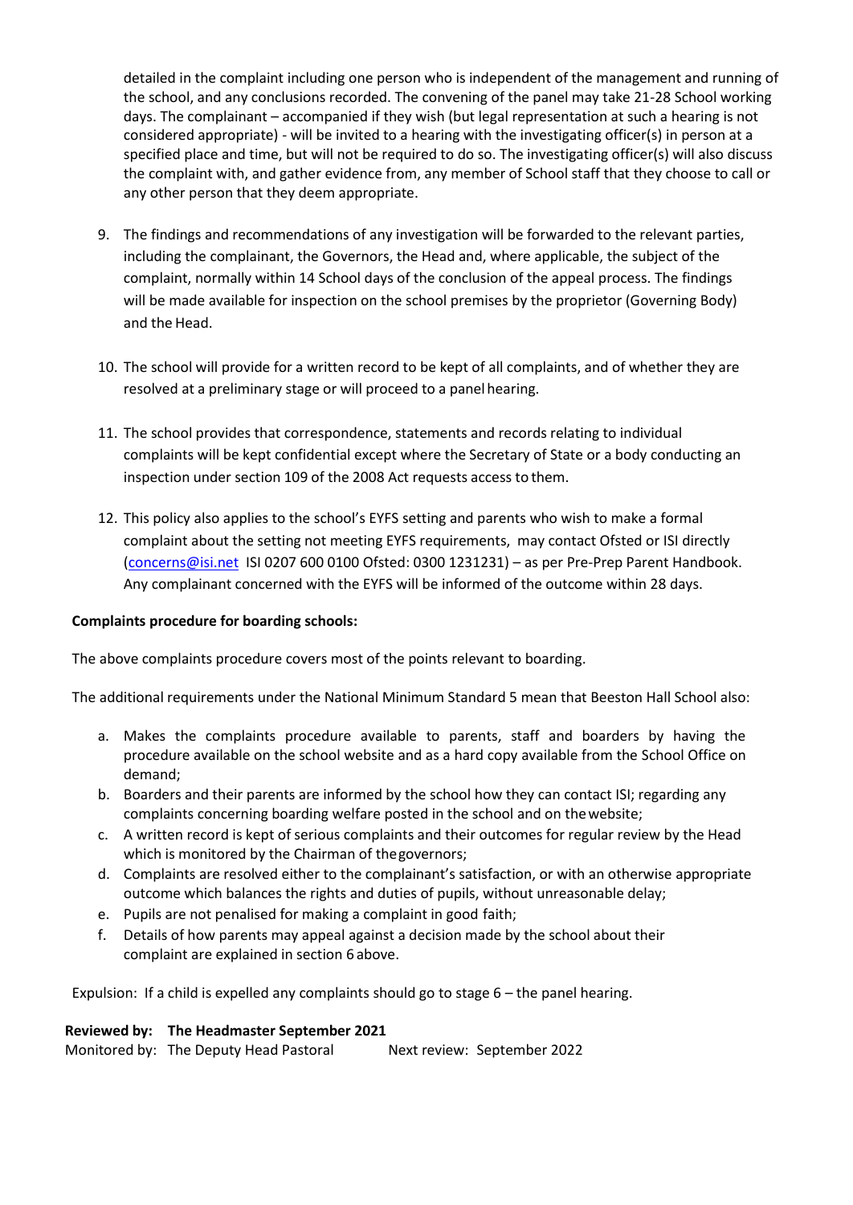detailed in the complaint including one person who is independent of the management and running of the school, and any conclusions recorded. The convening of the panel may take 21-28 School working days. The complainant – accompanied if they wish (but legal representation at such a hearing is not considered appropriate) - will be invited to a hearing with the investigating officer(s) in person at a specified place and time, but will not be required to do so. The investigating officer(s) will also discuss the complaint with, and gather evidence from, any member of School staff that they choose to call or any other person that they deem appropriate.

9. The findings and recommendations of any investigation will be forwarded to the relevant parties, including the complainant, the Governors, the Head and, where applicable, the subject of the complaint, normally within 14 School days of the conclusion of the appeal process. The findings will be made available for inspection on the school premises by the proprietor (Governing Body) and the Head.

10. The school will provide for a written record to be kept of all complaints, and of whether they are resolved at a preliminary stage or will proceed to a panel hearing.

11. The school provides that correspondence, statements and records relating to individual complaints will be kept confidential except where the Secretary of State or a body conducting an inspection under section 109 of the 2008 Act requests access to them.

12. This policy also applies to the school's EYFS setting and parents who wish to make a formal complaint about the setting not meeting EYFS requirements, may contact Ofsted or ISI directly (concerns@isi.net ISI 0207 600 0100 Ofsted: 0300 1231231) – as per Pre-Prep Parent Handbook. Any complainant concerned with the EYFS will be informed of the outcome within 28 days.

**Complaints procedure for boarding schools:**

The above complaints procedure covers most of the points relevant to boarding.

The additional requirements under the National Minimum Standard 5 mean that Beeston Hall School also:

a. Makes the complaints procedure available to parents, staff and boarders by having the procedure available on the school website and as a hard copy available from the School Office on demand;
b. Boarders and their parents are informed by the school how they can contact ISI; regarding any complaints concerning boarding welfare posted in the school and on the website;
c. A written record is kept of serious complaints and their outcomes for regular review by the Head which is monitored by the Chairman of the governors;
d. Complaints are resolved either to the complainant's satisfaction, or with an otherwise appropriate outcome which balances the rights and duties of pupils, without unreasonable delay;
e. Pupils are not penalised for making a complaint in good faith;
f. Details of how parents may appeal against a decision made by the school about their complaint are explained in section 6 above.

Expulsion: If a child is expelled any complaints should go to stage 6 – the panel hearing.

**Reviewed by: The Headmaster September 2021**
Monitored by: The Deputy Head Pastoral Next review: September 2022